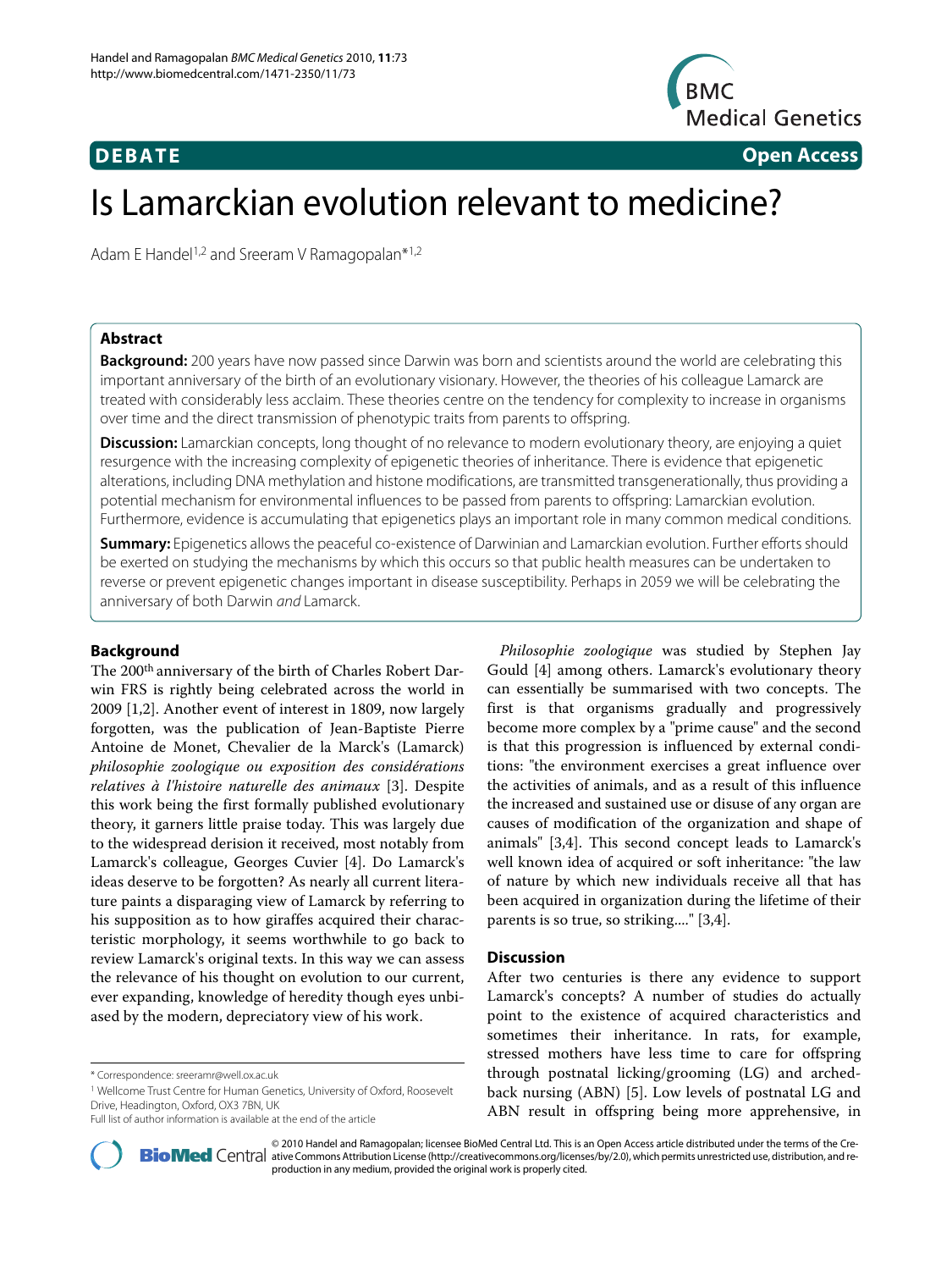**DEBATE** **Open Access**

# Is Lamarckian evolution relevant to medicine?

Adam E Handel[1,2] and Sreeram V Ramagopalan*[1,2]

## Abstract

**Background:** 200 years have now passed since Darwin was born and scientists around the world are celebrating this important anniversary of the birth of an evolutionary visionary. However, the theories of his colleague Lamarck are treated with considerably less acclaim. These theories centre on the tendency for complexity to increase in organisms over time and the direct transmission of phenotypic traits from parents to offspring.

**Discussion:** Lamarckian concepts, long thought of no relevance to modern evolutionary theory, are enjoying a quiet resurgence with the increasing complexity of epigenetic theories of inheritance. There is evidence that epigenetic alterations, including DNA methylation and histone modifications, are transmitted transgenerationally, thus providing a potential mechanism for environmental influences to be passed from parents to offspring: Lamarckian evolution. Furthermore, evidence is accumulating that epigenetics plays an important role in many common medical conditions.

**Summary:** Epigenetics allows the peaceful co-existence of Darwinian and Lamarckian evolution. Further efforts should be exerted on studying the mechanisms by which this occurs so that public health measures can be undertaken to reverse or prevent epigenetic changes important in disease susceptibility. Perhaps in 2059 we will be celebrating the anniversary of both Darwin *and* Lamarck.

## Background

The 200th anniversary of the birth of Charles Robert Darwin FRS is rightly being celebrated across the world in 2009 [1,2]. Another event of interest in 1809, now largely forgotten, was the publication of Jean-Baptiste Pierre Antoine de Monet, Chevalier de la Marck's (Lamarck) *philosophie zoologique ou exposition des considérations relatives à l'histoire naturelle des animaux* [3]. Despite this work being the first formally published evolutionary theory, it garners little praise today. This was largely due to the widespread derision it received, most notably from Lamarck's colleague, Georges Cuvier [4]. Do Lamarck's ideas deserve to be forgotten? As nearly all current literature paints a disparaging view of Lamarck by referring to his supposition as to how giraffes acquired their characteristic morphology, it seems worthwhile to go back to review Lamarck's original texts. In this way we can assess the relevance of his thought on evolution to our current, ever expanding, knowledge of heredity though eyes unbiased by the modern, depreciatory view of his work.

*Philosophie zoologique* was studied by Stephen Jay Gould [4] among others. Lamarck's evolutionary theory can essentially be summarised with two concepts. The first is that organisms gradually and progressively become more complex by a "prime cause" and the second is that this progression is influenced by external conditions: "the environment exercises a great influence over the activities of animals, and as a result of this influence the increased and sustained use or disuse of any organ are causes of modification of the organization and shape of animals" [3,4]. This second concept leads to Lamarck's well known idea of acquired or soft inheritance: "the law of nature by which new individuals receive all that has been acquired in organization during the lifetime of their parents is so true, so striking...." [3,4].

## Discussion

After two centuries is there any evidence to support Lamarck's concepts? A number of studies do actually point to the existence of acquired characteristics and sometimes their inheritance. In rats, for example, stressed mothers have less time to care for offspring through postnatal licking/grooming (LG) and arched-back nursing (ABN) [5]. Low levels of postnatal LG and ABN result in offspring being more apprehensive, in

\* Correspondence: sreeramr@well.ox.ac.uk
[1] Wellcome Trust Centre for Human Genetics, University of Oxford, Roosevelt Drive, Headington, Oxford, OX3 7BN, UK
Full list of author information is available at the end of the article

© 2010 Handel and Ramagopalan; licensee BioMed Central Ltd. This is an Open Access article distributed under the terms of the Creative Commons Attribution License (http://creativecommons.org/licenses/by/2.0), which permits unrestricted use, distribution, and reproduction in any medium, provided the original work is properly cited.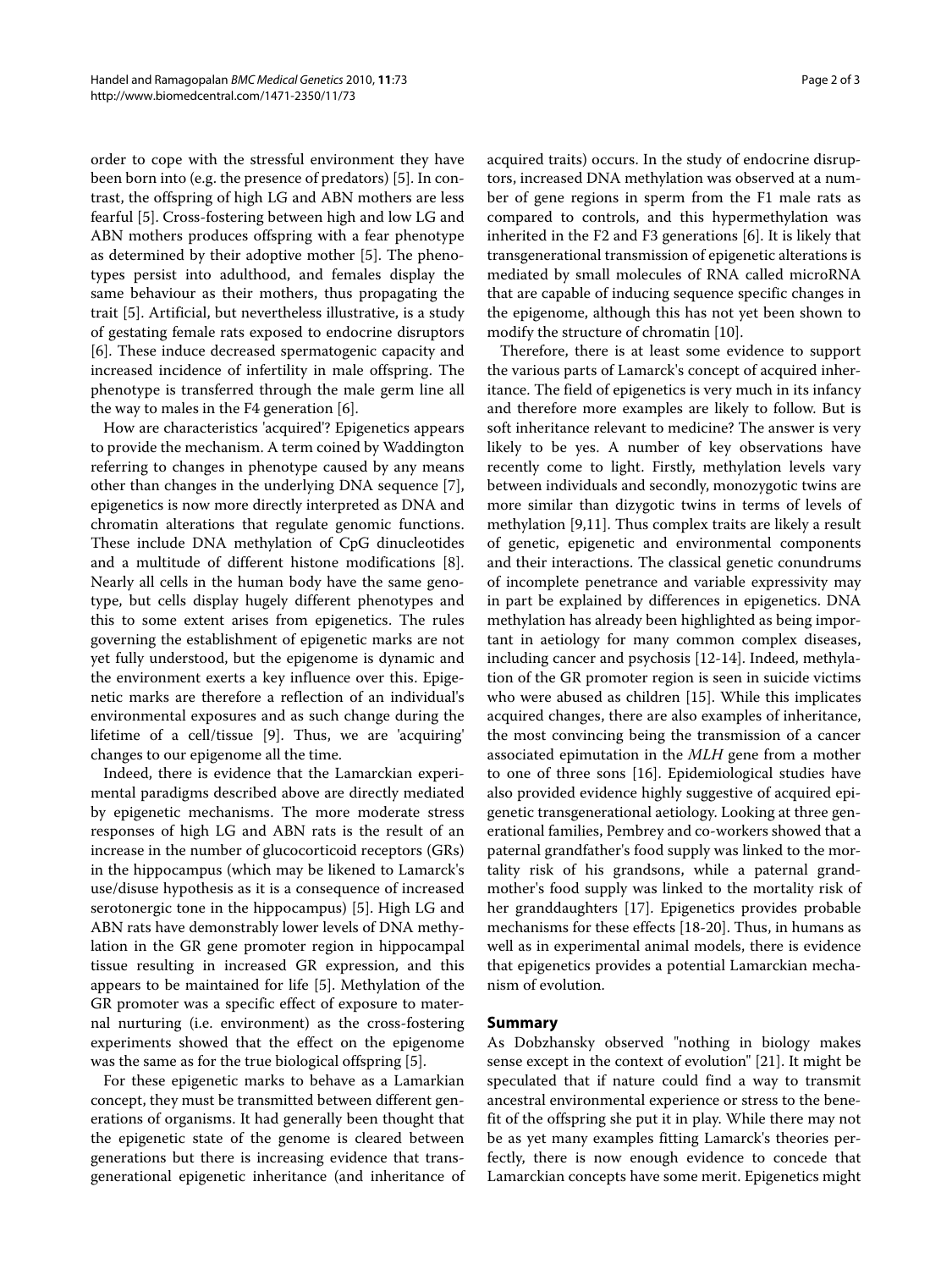order to cope with the stressful environment they have been born into (e.g. the presence of predators) [5]. In contrast, the offspring of high LG and ABN mothers are less fearful [5]. Cross-fostering between high and low LG and ABN mothers produces offspring with a fear phenotype as determined by their adoptive mother [5]. The phenotypes persist into adulthood, and females display the same behaviour as their mothers, thus propagating the trait [5]. Artificial, but nevertheless illustrative, is a study of gestating female rats exposed to endocrine disruptors [6]. These induce decreased spermatogenic capacity and increased incidence of infertility in male offspring. The phenotype is transferred through the male germ line all the way to males in the F4 generation [6].

How are characteristics 'acquired'? Epigenetics appears to provide the mechanism. A term coined by Waddington referring to changes in phenotype caused by any means other than changes in the underlying DNA sequence [7], epigenetics is now more directly interpreted as DNA and chromatin alterations that regulate genomic functions. These include DNA methylation of CpG dinucleotides and a multitude of different histone modifications [8]. Nearly all cells in the human body have the same genotype, but cells display hugely different phenotypes and this to some extent arises from epigenetics. The rules governing the establishment of epigenetic marks are not yet fully understood, but the epigenome is dynamic and the environment exerts a key influence over this. Epigenetic marks are therefore a reflection of an individual's environmental exposures and as such change during the lifetime of a cell/tissue [9]. Thus, we are 'acquiring' changes to our epigenome all the time.

Indeed, there is evidence that the Lamarckian experimental paradigms described above are directly mediated by epigenetic mechanisms. The more moderate stress responses of high LG and ABN rats is the result of an increase in the number of glucocorticoid receptors (GRs) in the hippocampus (which may be likened to Lamarck's use/disuse hypothesis as it is a consequence of increased serotonergic tone in the hippocampus) [5]. High LG and ABN rats have demonstrably lower levels of DNA methylation in the GR gene promoter region in hippocampal tissue resulting in increased GR expression, and this appears to be maintained for life [5]. Methylation of the GR promoter was a specific effect of exposure to maternal nurturing (i.e. environment) as the cross-fostering experiments showed that the effect on the epigenome was the same as for the true biological offspring [5].

For these epigenetic marks to behave as a Lamarkian concept, they must be transmitted between different generations of organisms. It had generally been thought that the epigenetic state of the genome is cleared between generations but there is increasing evidence that transgenerational epigenetic inheritance (and inheritance of acquired traits) occurs. In the study of endocrine disruptors, increased DNA methylation was observed at a number of gene regions in sperm from the F1 male rats as compared to controls, and this hypermethylation was inherited in the F2 and F3 generations [6]. It is likely that transgenerational transmission of epigenetic alterations is mediated by small molecules of RNA called microRNA that are capable of inducing sequence specific changes in the epigenome, although this has not yet been shown to modify the structure of chromatin [10].

Therefore, there is at least some evidence to support the various parts of Lamarck's concept of acquired inheritance. The field of epigenetics is very much in its infancy and therefore more examples are likely to follow. But is soft inheritance relevant to medicine? The answer is very likely to be yes. A number of key observations have recently come to light. Firstly, methylation levels vary between individuals and secondly, monozygotic twins are more similar than dizygotic twins in terms of levels of methylation [9,11]. Thus complex traits are likely a result of genetic, epigenetic and environmental components and their interactions. The classical genetic conundrums of incomplete penetrance and variable expressivity may in part be explained by differences in epigenetics. DNA methylation has already been highlighted as being important in aetiology for many common complex diseases, including cancer and psychosis [12-14]. Indeed, methylation of the GR promoter region is seen in suicide victims who were abused as children [15]. While this implicates acquired changes, there are also examples of inheritance, the most convincing being the transmission of a cancer associated epimutation in the *MLH* gene from a mother to one of three sons [16]. Epidemiological studies have also provided evidence highly suggestive of acquired epigenetic transgenerational aetiology. Looking at three generational families, Pembrey and co-workers showed that a paternal grandfather's food supply was linked to the mortality risk of his grandsons, while a paternal grandmother's food supply was linked to the mortality risk of her granddaughters [17]. Epigenetics provides probable mechanisms for these effects [18-20]. Thus, in humans as well as in experimental animal models, there is evidence that epigenetics provides a potential Lamarckian mechanism of evolution.

## Summary

As Dobzhansky observed "nothing in biology makes sense except in the context of evolution" [21]. It might be speculated that if nature could find a way to transmit ancestral environmental experience or stress to the benefit of the offspring she put it in play. While there may not be as yet many examples fitting Lamarck's theories perfectly, there is now enough evidence to concede that Lamarckian concepts have some merit. Epigenetics might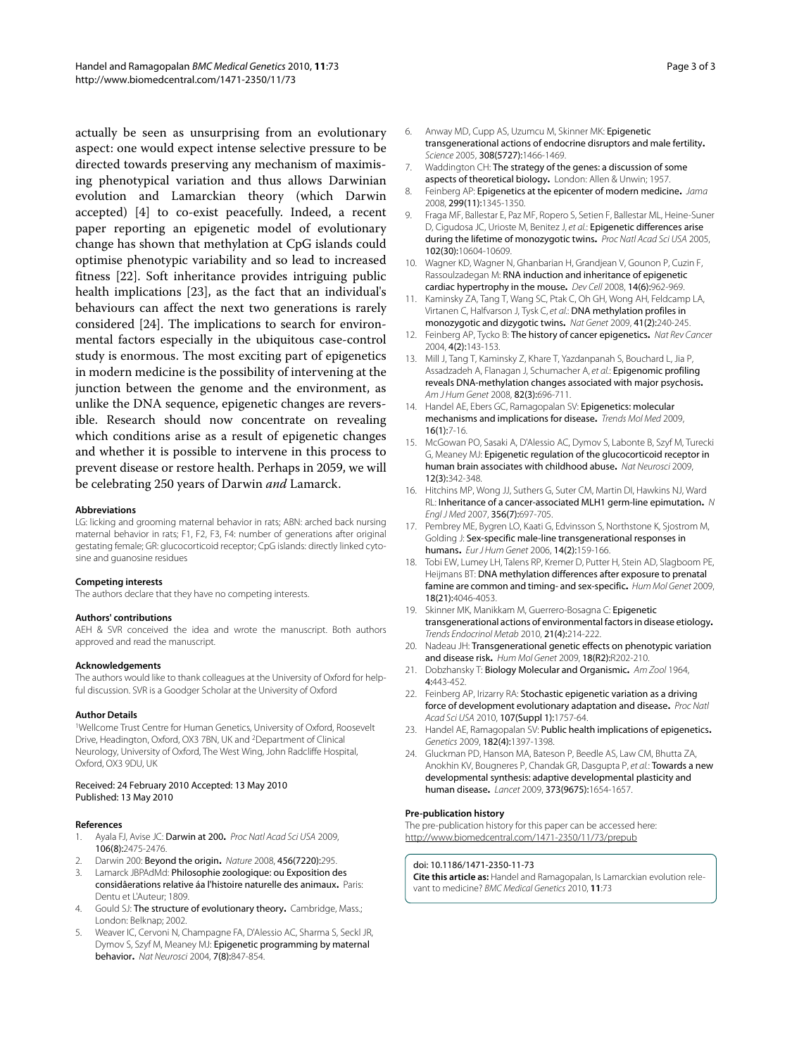actually be seen as unsurprising from an evolutionary aspect: one would expect intense selective pressure to be directed towards preserving any mechanism of maximising phenotypical variation and thus allows Darwinian evolution and Lamarckian theory (which Darwin accepted) [4] to co-exist peacefully. Indeed, a recent paper reporting an epigenetic model of evolutionary change has shown that methylation at CpG islands could optimise phenotypic variability and so lead to increased fitness [22]. Soft inheritance provides intriguing public health implications [23], as the fact that an individual's behaviours can affect the next two generations is rarely considered [24]. The implications to search for environmental factors especially in the ubiquitous case-control study is enormous. The most exciting part of epigenetics in modern medicine is the possibility of intervening at the junction between the genome and the environment, as unlike the DNA sequence, epigenetic changes are reversible. Research should now concentrate on revealing which conditions arise as a result of epigenetic changes and whether it is possible to intervene in this process to prevent disease or restore health. Perhaps in 2059, we will be celebrating 250 years of Darwin *and* Lamarck.

#### Abbreviations

LG: licking and grooming maternal behavior in rats; ABN: arched back nursing maternal behavior in rats; F1, F2, F3, F4: number of generations after original gestating female; GR: glucocorticoid receptor; CpG islands: directly linked cytosine and guanosine residues

#### Competing interests

The authors declare that they have no competing interests.

#### Authors' contributions

AEH & SVR conceived the idea and wrote the manuscript. Both authors approved and read the manuscript.

#### Acknowledgements

The authors would like to thank colleagues at the University of Oxford for helpful discussion. SVR is a Goodger Scholar at the University of Oxford

#### Author Details

[1]Wellcome Trust Centre for Human Genetics, University of Oxford, Roosevelt Drive, Headington, Oxford, OX3 7BN, UK and [2]Department of Clinical Neurology, University of Oxford, The West Wing, John Radcliffe Hospital, Oxford, OX3 9DU, UK

Received: 24 February 2010 Accepted: 13 May 2010
Published: 13 May 2010

#### References

1. Ayala FJ, Avise JC: **Darwin at 200.** *Proc Natl Acad Sci USA* 2009, **106(8):**2475-2476.
2. Darwin 200: **Beyond the origin.** *Nature* 2008, **456(7220):**295.
3. Lamarck JBPAdMd: **Philosophie zoologique: ou Exposition des considâerations relative âa l'histoire naturelle des animaux.** Paris: Dentu et L'Auteur; 1809.
4. Gould SJ: **The structure of evolutionary theory.** Cambridge, Mass.; London: Belknap; 2002.
5. Weaver IC, Cervoni N, Champagne FA, D'Alessio AC, Sharma S, Seckl JR, Dymov S, Szyf M, Meaney MJ: **Epigenetic programming by maternal behavior.** *Nat Neurosci* 2004, **7(8):**847-854.
6. Anway MD, Cupp AS, Uzumcu M, Skinner MK: **Epigenetic transgenerational actions of endocrine disruptors and male fertility.** *Science* 2005, **308(5727):**1466-1469.
7. Waddington CH: **The strategy of the genes: a discussion of some aspects of theoretical biology.** London: Allen & Unwin; 1957.
8. Feinberg AP: **Epigenetics at the epicenter of modern medicine.** *Jama* 2008, **299(11):**1345-1350.
9. Fraga MF, Ballestar E, Paz MF, Ropero S, Setien F, Ballestar ML, Heine-Suner D, Cigudosa JC, Urioste M, Benitez J, *et al.*: **Epigenetic differences arise during the lifetime of monozygotic twins.** *Proc Natl Acad Sci USA* 2005, **102(30):**10604-10609.
10. Wagner KD, Wagner N, Ghanbarian H, Grandjean V, Gounon P, Cuzin F, Rassoulzadegan M: **RNA induction and inheritance of epigenetic cardiac hypertrophy in the mouse.** *Dev Cell* 2008, **14(6):**962-969.
11. Kaminsky ZA, Tang T, Wang SC, Ptak C, Oh GH, Wong AH, Feldcamp LA, Virtanen C, Halfvarson J, Tysk C, *et al.*: **DNA methylation profiles in monozygotic and dizygotic twins.** *Nat Genet* 2009, **41(2):**240-245.
12. Feinberg AP, Tycko B: **The history of cancer epigenetics.** *Nat Rev Cancer* 2004, **4(2):**143-153.
13. Mill J, Tang T, Kaminsky Z, Khare T, Yazdanpanah S, Bouchard L, Jia P, Assadzadeh A, Flanagan J, Schumacher A, *et al.*: **Epigenomic profiling reveals DNA-methylation changes associated with major psychosis.** *Am J Hum Genet* 2008, **82(3):**696-711.
14. Handel AE, Ebers GC, Ramagopalan SV: **Epigenetics: molecular mechanisms and implications for disease.** *Trends Mol Med* 2009, **16(1):**7-16.
15. McGowan PO, Sasaki A, D'Alessio AC, Dymov S, Labonte B, Szyf M, Turecki G, Meaney MJ: **Epigenetic regulation of the glucocorticoid receptor in human brain associates with childhood abuse.** *Nat Neurosci* 2009, **12(3):**342-348.
16. Hitchins MP, Wong JJ, Suthers G, Suter CM, Martin DI, Hawkins NJ, Ward RL: **Inheritance of a cancer-associated MLH1 germ-line epimutation.** *N Engl J Med* 2007, **356(7):**697-705.
17. Pembrey ME, Bygren LO, Kaati G, Edvinsson S, Northstone K, Sjostrom M, Golding J: **Sex-specific male-line transgenerational responses in humans.** *Eur J Hum Genet* 2006, **14(2):**159-166.
18. Tobi EW, Lumey LH, Talens RP, Kremer D, Putter H, Stein AD, Slagboom PE, Heijmans BT: **DNA methylation differences after exposure to prenatal famine are common and timing- and sex-specific.** *Hum Mol Genet* 2009, **18(21):**4046-4053.
19. Skinner MK, Manikkam M, Guerrero-Bosagna C: **Epigenetic transgenerational actions of environmental factors in disease etiology.** *Trends Endocrinol Metab* 2010, **21(4):**214-222.
20. Nadeau JH: **Transgenerational genetic effects on phenotypic variation and disease risk.** *Hum Mol Genet* 2009, **18(R2):**R202-210.
21. Dobzhansky T: **Biology Molecular and Organismic.** *Am Zool* 1964, **4:**443-452.
22. Feinberg AP, Irizarry RA: **Stochastic epigenetic variation as a driving force of development evolutionary adaptation and disease.** *Proc Natl Acad Sci USA* 2010, **107(Suppl 1):**1757-64.
23. Handel AE, Ramagopalan SV: **Public health implications of epigenetics.** *Genetics* 2009, **182(4):**1397-1398.
24. Gluckman PD, Hanson MA, Bateson P, Beedle AS, Law CM, Bhutta ZA, Anokhin KV, Bougneres P, Chandak GR, Dasgupta P, *et al.*: **Towards a new developmental synthesis: adaptive developmental plasticity and human disease.** *Lancet* 2009, **373(9675):**1654-1657.

#### Pre-publication history

The pre-publication history for this paper can be accessed here:
http://www.biomedcentral.com/1471-2350/11/73/prepub

doi: 10.1186/1471-2350-11-73
**Cite this article as:** Handel and Ramagopalan, Is Lamarckian evolution relevant to medicine? *BMC Medical Genetics* 2010, **11**:73